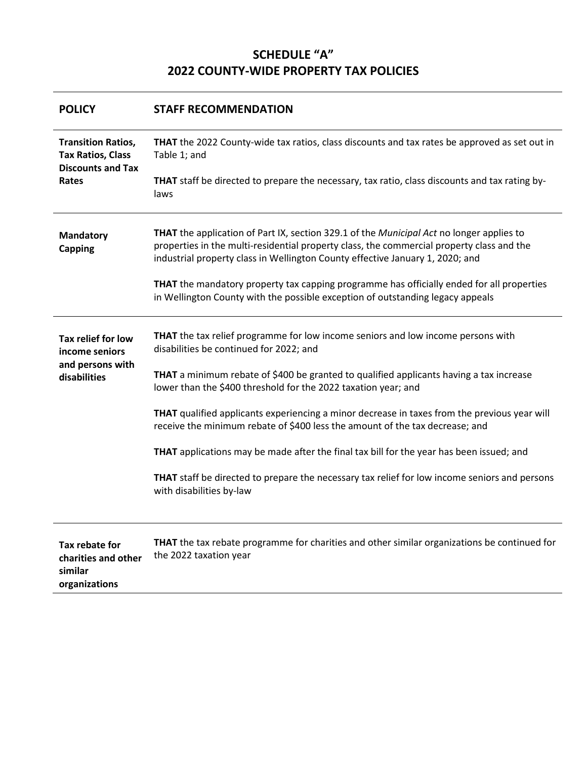# SCHEDULE "A"
# 2022 COUNTY-WIDE PROPERTY TAX POLICIES

| POLICY | STAFF RECOMMENDATION |
|---|---|
| **Transition Ratios, Tax Ratios, Class Discounts and Tax Rates** | **THAT** the 2022 County-wide tax ratios, class discounts and tax rates be approved as set out in Table 1; and<br><br>**THAT** staff be directed to prepare the necessary, tax ratio, class discounts and tax rating by-laws |
| **Mandatory Capping** | **THAT** the application of Part IX, section 329.1 of the *Municipal Act* no longer applies to properties in the multi-residential property class, the commercial property class and the industrial property class in Wellington County effective January 1, 2020; and<br><br>**THAT** the mandatory property tax capping programme has officially ended for all properties in Wellington County with the possible exception of outstanding legacy appeals |
| **Tax relief for low income seniors and persons with disabilities** | **THAT** the tax relief programme for low income seniors and low income persons with disabilities be continued for 2022; and<br><br>**THAT** a minimum rebate of $400 be granted to qualified applicants having a tax increase lower than the $400 threshold for the 2022 taxation year; and<br><br>**THAT** qualified applicants experiencing a minor decrease in taxes from the previous year will receive the minimum rebate of $400 less the amount of the tax decrease; and<br><br>**THAT** applications may be made after the final tax bill for the year has been issued; and<br><br>**THAT** staff be directed to prepare the necessary tax relief for low income seniors and persons with disabilities by-law |
| **Tax rebate for charities and other similar organizations** | **THAT** the tax rebate programme for charities and other similar organizations be continued for the 2022 taxation year |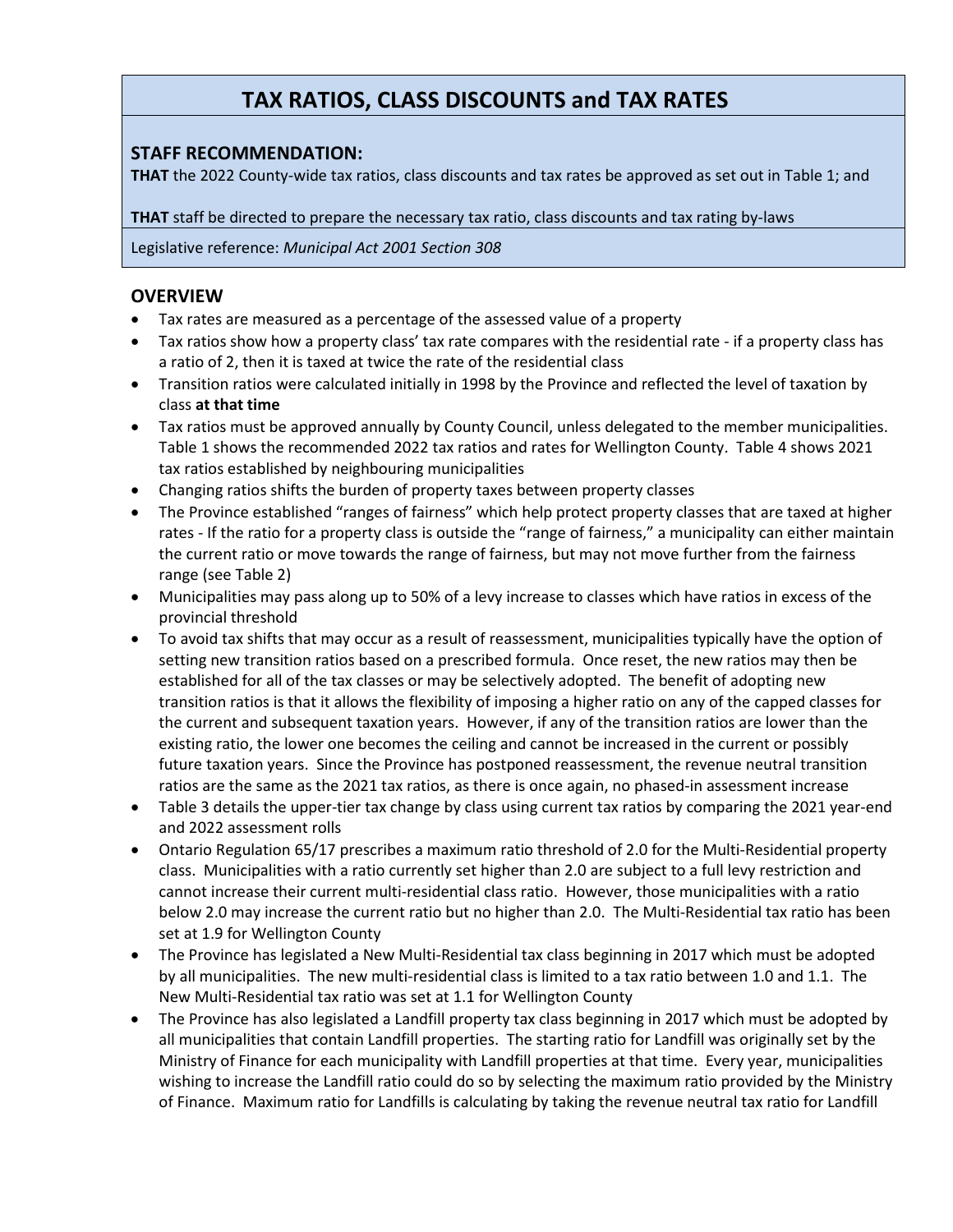# TAX RATIOS, CLASS DISCOUNTS and TAX RATES

## STAFF RECOMMENDATION:

**THAT** the 2022 County-wide tax ratios, class discounts and tax rates be approved as set out in Table 1; and

**THAT** staff be directed to prepare the necessary tax ratio, class discounts and tax rating by-laws

Legislative reference: *Municipal Act 2001 Section 308*

## OVERVIEW

- Tax rates are measured as a percentage of the assessed value of a property
- Tax ratios show how a property class' tax rate compares with the residential rate - if a property class has a ratio of 2, then it is taxed at twice the rate of the residential class
- Transition ratios were calculated initially in 1998 by the Province and reflected the level of taxation by class **at that time**
- Tax ratios must be approved annually by County Council, unless delegated to the member municipalities. Table 1 shows the recommended 2022 tax ratios and rates for Wellington County. Table 4 shows 2021 tax ratios established by neighbouring municipalities
- Changing ratios shifts the burden of property taxes between property classes
- The Province established "ranges of fairness" which help protect property classes that are taxed at higher rates - If the ratio for a property class is outside the "range of fairness," a municipality can either maintain the current ratio or move towards the range of fairness, but may not move further from the fairness range (see Table 2)
- Municipalities may pass along up to 50% of a levy increase to classes which have ratios in excess of the provincial threshold
- To avoid tax shifts that may occur as a result of reassessment, municipalities typically have the option of setting new transition ratios based on a prescribed formula. Once reset, the new ratios may then be established for all of the tax classes or may be selectively adopted. The benefit of adopting new transition ratios is that it allows the flexibility of imposing a higher ratio on any of the capped classes for the current and subsequent taxation years. However, if any of the transition ratios are lower than the existing ratio, the lower one becomes the ceiling and cannot be increased in the current or possibly future taxation years. Since the Province has postponed reassessment, the revenue neutral transition ratios are the same as the 2021 tax ratios, as there is once again, no phased-in assessment increase
- Table 3 details the upper-tier tax change by class using current tax ratios by comparing the 2021 year-end and 2022 assessment rolls
- Ontario Regulation 65/17 prescribes a maximum ratio threshold of 2.0 for the Multi-Residential property class. Municipalities with a ratio currently set higher than 2.0 are subject to a full levy restriction and cannot increase their current multi-residential class ratio. However, those municipalities with a ratio below 2.0 may increase the current ratio but no higher than 2.0. The Multi-Residential tax ratio has been set at 1.9 for Wellington County
- The Province has legislated a New Multi-Residential tax class beginning in 2017 which must be adopted by all municipalities. The new multi-residential class is limited to a tax ratio between 1.0 and 1.1. The New Multi-Residential tax ratio was set at 1.1 for Wellington County
- The Province has also legislated a Landfill property tax class beginning in 2017 which must be adopted by all municipalities that contain Landfill properties. The starting ratio for Landfill was originally set by the Ministry of Finance for each municipality with Landfill properties at that time. Every year, municipalities wishing to increase the Landfill ratio could do so by selecting the maximum ratio provided by the Ministry of Finance. Maximum ratio for Landfills is calculating by taking the revenue neutral tax ratio for Landfill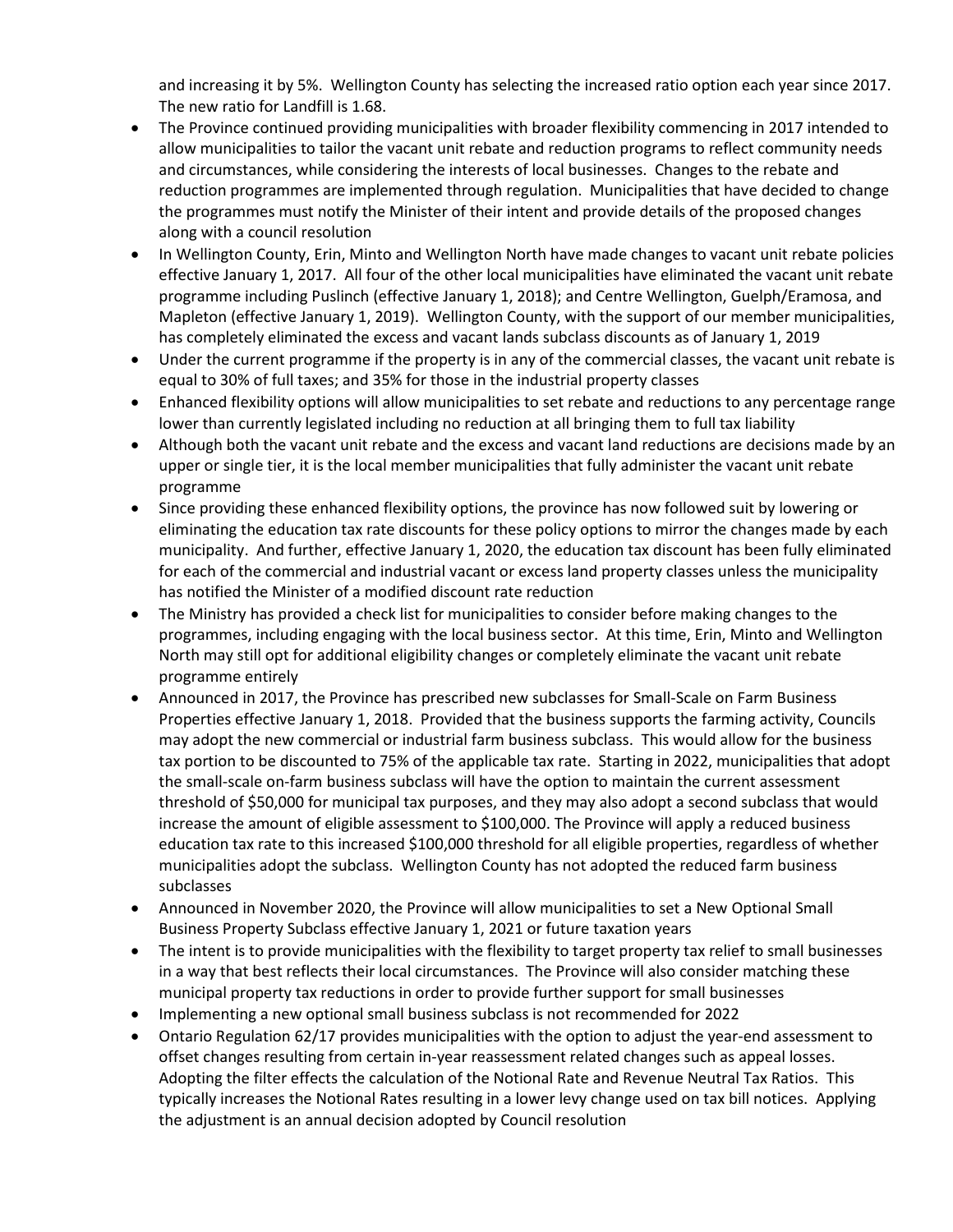and increasing it by 5%. Wellington County has selecting the increased ratio option each year since 2017. The new ratio for Landfill is 1.68.

- The Province continued providing municipalities with broader flexibility commencing in 2017 intended to allow municipalities to tailor the vacant unit rebate and reduction programs to reflect community needs and circumstances, while considering the interests of local businesses. Changes to the rebate and reduction programmes are implemented through regulation. Municipalities that have decided to change the programmes must notify the Minister of their intent and provide details of the proposed changes along with a council resolution
- In Wellington County, Erin, Minto and Wellington North have made changes to vacant unit rebate policies effective January 1, 2017. All four of the other local municipalities have eliminated the vacant unit rebate programme including Puslinch (effective January 1, 2018); and Centre Wellington, Guelph/Eramosa, and Mapleton (effective January 1, 2019). Wellington County, with the support of our member municipalities, has completely eliminated the excess and vacant lands subclass discounts as of January 1, 2019
- Under the current programme if the property is in any of the commercial classes, the vacant unit rebate is equal to 30% of full taxes; and 35% for those in the industrial property classes
- Enhanced flexibility options will allow municipalities to set rebate and reductions to any percentage range lower than currently legislated including no reduction at all bringing them to full tax liability
- Although both the vacant unit rebate and the excess and vacant land reductions are decisions made by an upper or single tier, it is the local member municipalities that fully administer the vacant unit rebate programme
- Since providing these enhanced flexibility options, the province has now followed suit by lowering or eliminating the education tax rate discounts for these policy options to mirror the changes made by each municipality. And further, effective January 1, 2020, the education tax discount has been fully eliminated for each of the commercial and industrial vacant or excess land property classes unless the municipality has notified the Minister of a modified discount rate reduction
- The Ministry has provided a check list for municipalities to consider before making changes to the programmes, including engaging with the local business sector. At this time, Erin, Minto and Wellington North may still opt for additional eligibility changes or completely eliminate the vacant unit rebate programme entirely
- Announced in 2017, the Province has prescribed new subclasses for Small-Scale on Farm Business Properties effective January 1, 2018. Provided that the business supports the farming activity, Councils may adopt the new commercial or industrial farm business subclass. This would allow for the business tax portion to be discounted to 75% of the applicable tax rate. Starting in 2022, municipalities that adopt the small-scale on-farm business subclass will have the option to maintain the current assessment threshold of $50,000 for municipal tax purposes, and they may also adopt a second subclass that would increase the amount of eligible assessment to $100,000. The Province will apply a reduced business education tax rate to this increased $100,000 threshold for all eligible properties, regardless of whether municipalities adopt the subclass. Wellington County has not adopted the reduced farm business subclasses
- Announced in November 2020, the Province will allow municipalities to set a New Optional Small Business Property Subclass effective January 1, 2021 or future taxation years
- The intent is to provide municipalities with the flexibility to target property tax relief to small businesses in a way that best reflects their local circumstances. The Province will also consider matching these municipal property tax reductions in order to provide further support for small businesses
- Implementing a new optional small business subclass is not recommended for 2022
- Ontario Regulation 62/17 provides municipalities with the option to adjust the year-end assessment to offset changes resulting from certain in-year reassessment related changes such as appeal losses. Adopting the filter effects the calculation of the Notional Rate and Revenue Neutral Tax Ratios. This typically increases the Notional Rates resulting in a lower levy change used on tax bill notices. Applying the adjustment is an annual decision adopted by Council resolution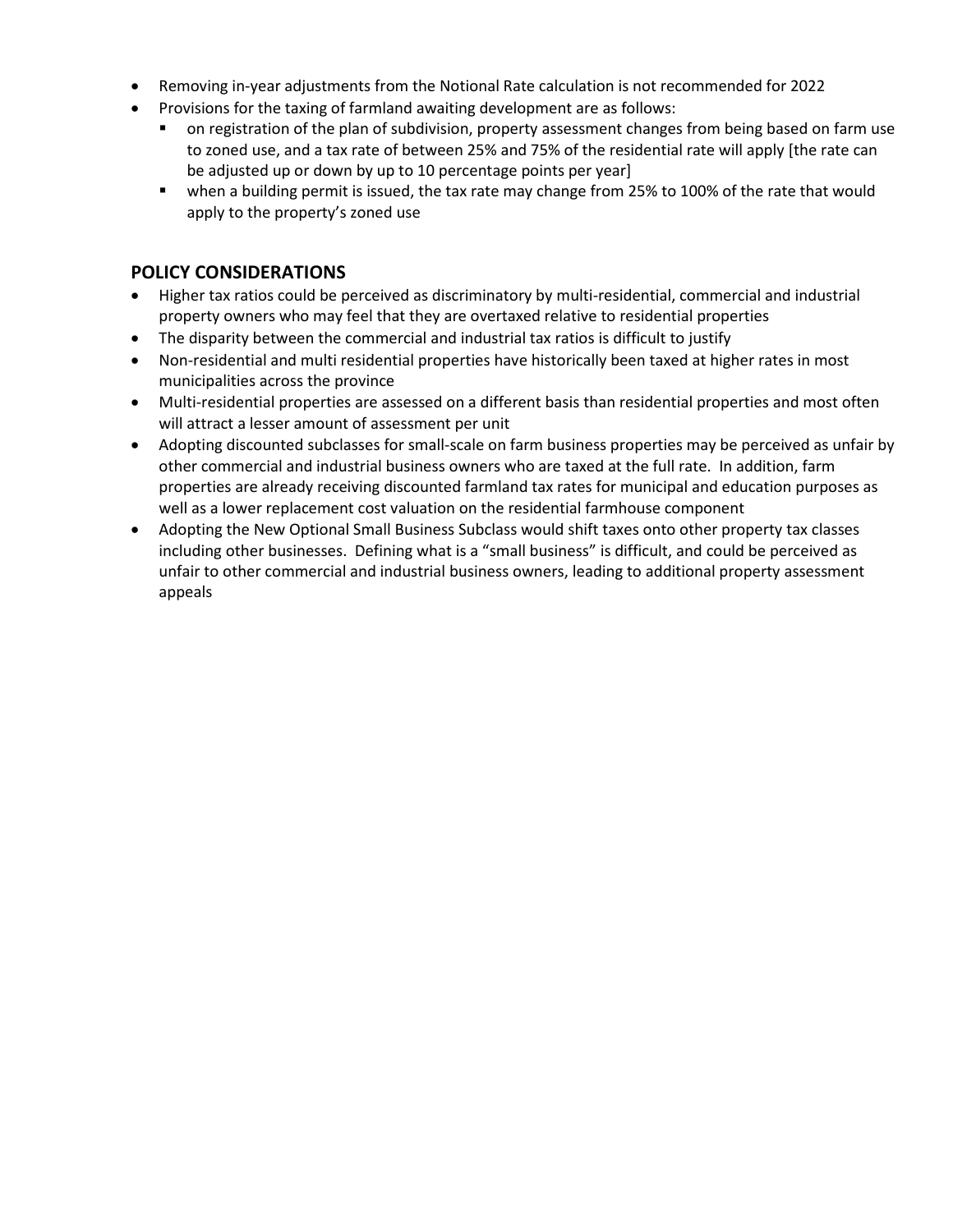- Removing in-year adjustments from the Notional Rate calculation is not recommended for 2022
- Provisions for the taxing of farmland awaiting development are as follows:
  - on registration of the plan of subdivision, property assessment changes from being based on farm use to zoned use, and a tax rate of between 25% and 75% of the residential rate will apply [the rate can be adjusted up or down by up to 10 percentage points per year]
  - when a building permit is issued, the tax rate may change from 25% to 100% of the rate that would apply to the property's zoned use

## POLICY CONSIDERATIONS

- Higher tax ratios could be perceived as discriminatory by multi-residential, commercial and industrial property owners who may feel that they are overtaxed relative to residential properties
- The disparity between the commercial and industrial tax ratios is difficult to justify
- Non-residential and multi residential properties have historically been taxed at higher rates in most municipalities across the province
- Multi-residential properties are assessed on a different basis than residential properties and most often will attract a lesser amount of assessment per unit
- Adopting discounted subclasses for small-scale on farm business properties may be perceived as unfair by other commercial and industrial business owners who are taxed at the full rate. In addition, farm properties are already receiving discounted farmland tax rates for municipal and education purposes as well as a lower replacement cost valuation on the residential farmhouse component
- Adopting the New Optional Small Business Subclass would shift taxes onto other property tax classes including other businesses. Defining what is a "small business" is difficult, and could be perceived as unfair to other commercial and industrial business owners, leading to additional property assessment appeals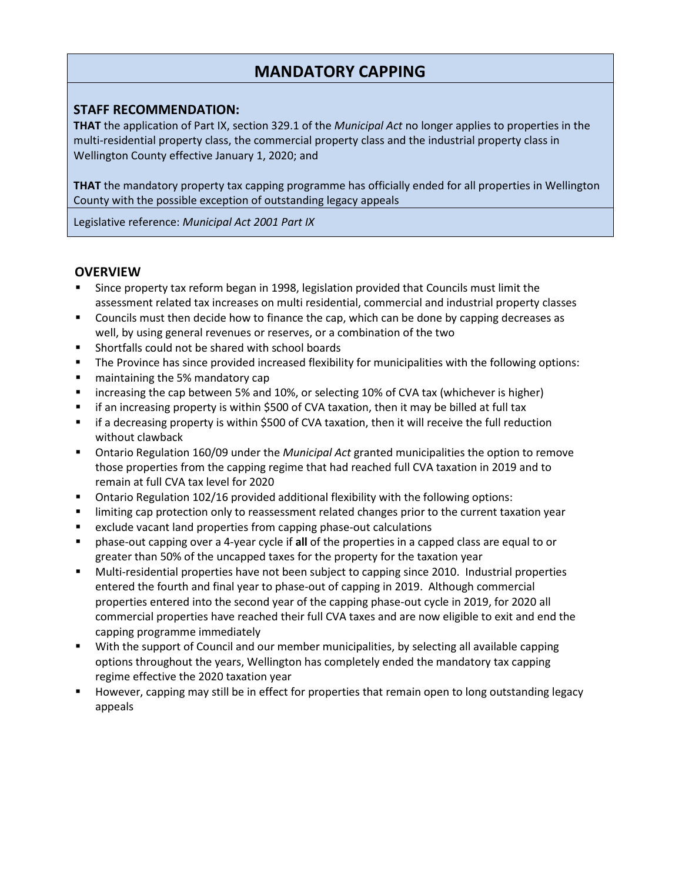# MANDATORY CAPPING

### STAFF RECOMMENDATION:

**THAT** the application of Part IX, section 329.1 of the *Municipal Act* no longer applies to properties in the multi-residential property class, the commercial property class and the industrial property class in Wellington County effective January 1, 2020; and

**THAT** the mandatory property tax capping programme has officially ended for all properties in Wellington County with the possible exception of outstanding legacy appeals

Legislative reference: *Municipal Act 2001 Part IX*

### OVERVIEW

- Since property tax reform began in 1998, legislation provided that Councils must limit the assessment related tax increases on multi residential, commercial and industrial property classes
- Councils must then decide how to finance the cap, which can be done by capping decreases as well, by using general revenues or reserves, or a combination of the two
- Shortfalls could not be shared with school boards
- The Province has since provided increased flexibility for municipalities with the following options:
- maintaining the 5% mandatory cap
- increasing the cap between 5% and 10%, or selecting 10% of CVA tax (whichever is higher)
- if an increasing property is within $500 of CVA taxation, then it may be billed at full tax
- if a decreasing property is within $500 of CVA taxation, then it will receive the full reduction without clawback
- Ontario Regulation 160/09 under the *Municipal Act* granted municipalities the option to remove those properties from the capping regime that had reached full CVA taxation in 2019 and to remain at full CVA tax level for 2020
- Ontario Regulation 102/16 provided additional flexibility with the following options:
- limiting cap protection only to reassessment related changes prior to the current taxation year
- exclude vacant land properties from capping phase-out calculations
- phase-out capping over a 4-year cycle if **all** of the properties in a capped class are equal to or greater than 50% of the uncapped taxes for the property for the taxation year
- Multi-residential properties have not been subject to capping since 2010. Industrial properties entered the fourth and final year to phase-out of capping in 2019. Although commercial properties entered into the second year of the capping phase-out cycle in 2019, for 2020 all commercial properties have reached their full CVA taxes and are now eligible to exit and end the capping programme immediately
- With the support of Council and our member municipalities, by selecting all available capping options throughout the years, Wellington has completely ended the mandatory tax capping regime effective the 2020 taxation year
- However, capping may still be in effect for properties that remain open to long outstanding legacy appeals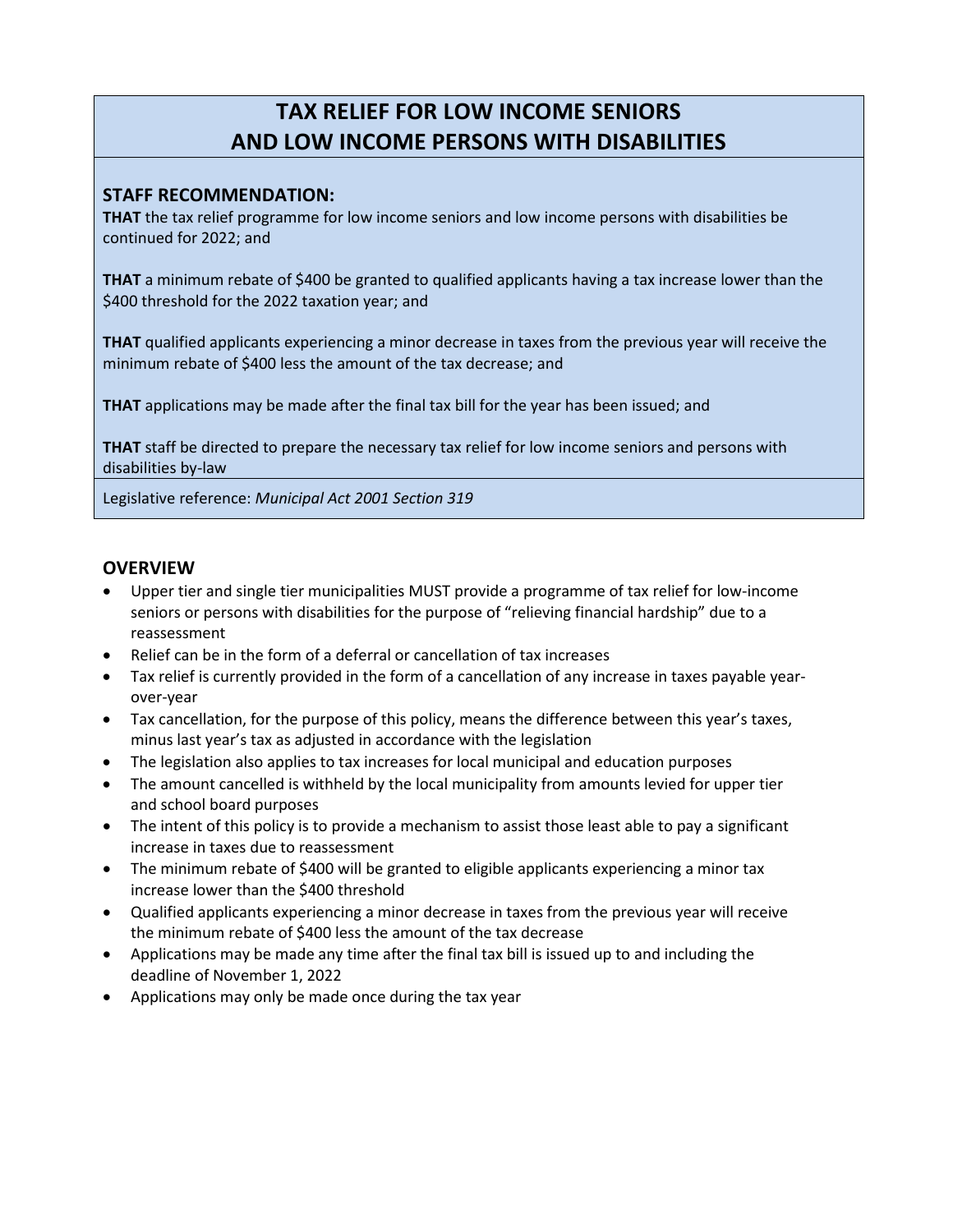# TAX RELIEF FOR LOW INCOME SENIORS AND LOW INCOME PERSONS WITH DISABILITIES

## STAFF RECOMMENDATION:

**THAT** the tax relief programme for low income seniors and low income persons with disabilities be continued for 2022; and

**THAT** a minimum rebate of $400 be granted to qualified applicants having a tax increase lower than the $400 threshold for the 2022 taxation year; and

**THAT** qualified applicants experiencing a minor decrease in taxes from the previous year will receive the minimum rebate of $400 less the amount of the tax decrease; and

**THAT** applications may be made after the final tax bill for the year has been issued; and

**THAT** staff be directed to prepare the necessary tax relief for low income seniors and persons with disabilities by-law

Legislative reference: *Municipal Act 2001 Section 319*

## OVERVIEW

- Upper tier and single tier municipalities MUST provide a programme of tax relief for low-income seniors or persons with disabilities for the purpose of "relieving financial hardship" due to a reassessment
- Relief can be in the form of a deferral or cancellation of tax increases
- Tax relief is currently provided in the form of a cancellation of any increase in taxes payable year-over-year
- Tax cancellation, for the purpose of this policy, means the difference between this year's taxes, minus last year's tax as adjusted in accordance with the legislation
- The legislation also applies to tax increases for local municipal and education purposes
- The amount cancelled is withheld by the local municipality from amounts levied for upper tier and school board purposes
- The intent of this policy is to provide a mechanism to assist those least able to pay a significant increase in taxes due to reassessment
- The minimum rebate of $400 will be granted to eligible applicants experiencing a minor tax increase lower than the $400 threshold
- Qualified applicants experiencing a minor decrease in taxes from the previous year will receive the minimum rebate of $400 less the amount of the tax decrease
- Applications may be made any time after the final tax bill is issued up to and including the deadline of November 1, 2022
- Applications may only be made once during the tax year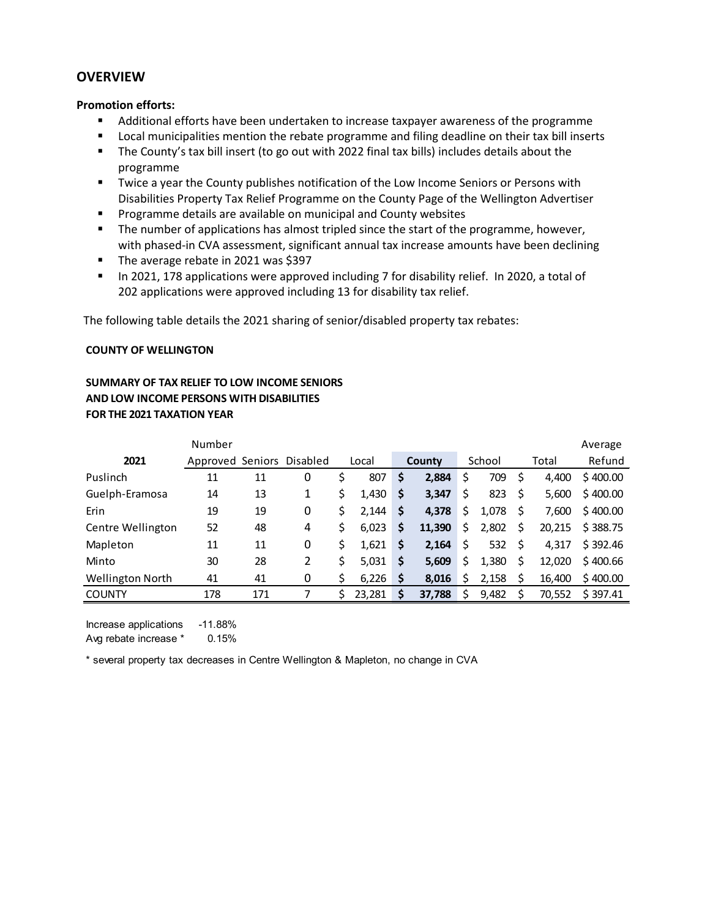## OVERVIEW

**Promotion efforts:**

- Additional efforts have been undertaken to increase taxpayer awareness of the programme
- Local municipalities mention the rebate programme and filing deadline on their tax bill inserts
- The County's tax bill insert (to go out with 2022 final tax bills) includes details about the programme
- Twice a year the County publishes notification of the Low Income Seniors or Persons with Disabilities Property Tax Relief Programme on the County Page of the Wellington Advertiser
- Programme details are available on municipal and County websites
- The number of applications has almost tripled since the start of the programme, however, with phased-in CVA assessment, significant annual tax increase amounts have been declining
- The average rebate in 2021 was $397
- In 2021, 178 applications were approved including 7 for disability relief. In 2020, a total of 202 applications were approved including 13 for disability tax relief.

The following table details the 2021 sharing of senior/disabled property tax rebates:

**COUNTY OF WELLINGTON**

**SUMMARY OF TAX RELIEF TO LOW INCOME SENIORS AND LOW INCOME PERSONS WITH DISABILITIES FOR THE 2021 TAXATION YEAR**

| 2021 | Number Approved | Seniors | Disabled | Local | County | School | Total | Average Refund |
|---|---|---|---|---|---|---|---|---|
| Puslinch | 11 | 11 | 0 | $ 807 | **$ 2,884** | $ 709 | $ 4,400 | $ 400.00 |
| Guelph-Eramosa | 14 | 13 | 1 | $ 1,430 | **$ 3,347** | $ 823 | $ 5,600 | $ 400.00 |
| Erin | 19 | 19 | 0 | $ 2,144 | **$ 4,378** | $ 1,078 | $ 7,600 | $ 400.00 |
| Centre Wellington | 52 | 48 | 4 | $ 6,023 | **$ 11,390** | $ 2,802 | $ 20,215 | $ 388.75 |
| Mapleton | 11 | 11 | 0 | $ 1,621 | **$ 2,164** | $ 532 | $ 4,317 | $ 392.46 |
| Minto | 30 | 28 | 2 | $ 5,031 | **$ 5,609** | $ 1,380 | $ 12,020 | $ 400.66 |
| Wellington North | 41 | 41 | 0 | $ 6,226 | **$ 8,016** | $ 2,158 | $ 16,400 | $ 400.00 |
| COUNTY | 178 | 171 | 7 | $ 23,281 | **$ 37,788** | $ 9,482 | $ 70,552 | $ 397.41 |

Increase applications -11.88%
Avg rebate increase * 0.15%

* several property tax decreases in Centre Wellington & Mapleton, no change in CVA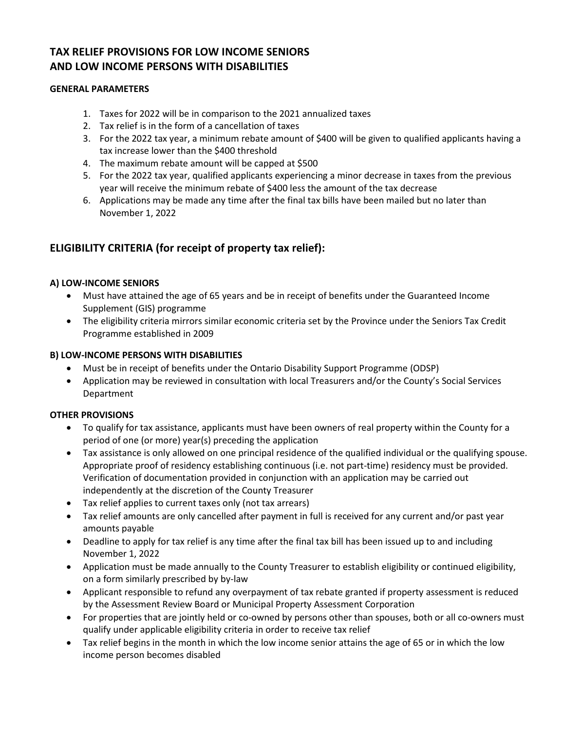# TAX RELIEF PROVISIONS FOR LOW INCOME SENIORS AND LOW INCOME PERSONS WITH DISABILITIES

### GENERAL PARAMETERS

1. Taxes for 2022 will be in comparison to the 2021 annualized taxes
2. Tax relief is in the form of a cancellation of taxes
3. For the 2022 tax year, a minimum rebate amount of $400 will be given to qualified applicants having a tax increase lower than the $400 threshold
4. The maximum rebate amount will be capped at $500
5. For the 2022 tax year, qualified applicants experiencing a minor decrease in taxes from the previous year will receive the minimum rebate of $400 less the amount of the tax decrease
6. Applications may be made any time after the final tax bills have been mailed but no later than November 1, 2022

## ELIGIBILITY CRITERIA (for receipt of property tax relief):

### A) LOW-INCOME SENIORS

- Must have attained the age of 65 years and be in receipt of benefits under the Guaranteed Income Supplement (GIS) programme
- The eligibility criteria mirrors similar economic criteria set by the Province under the Seniors Tax Credit Programme established in 2009

### B) LOW-INCOME PERSONS WITH DISABILITIES

- Must be in receipt of benefits under the Ontario Disability Support Programme (ODSP)
- Application may be reviewed in consultation with local Treasurers and/or the County's Social Services Department

### OTHER PROVISIONS

- To qualify for tax assistance, applicants must have been owners of real property within the County for a period of one (or more) year(s) preceding the application
- Tax assistance is only allowed on one principal residence of the qualified individual or the qualifying spouse. Appropriate proof of residency establishing continuous (i.e. not part-time) residency must be provided. Verification of documentation provided in conjunction with an application may be carried out independently at the discretion of the County Treasurer
- Tax relief applies to current taxes only (not tax arrears)
- Tax relief amounts are only cancelled after payment in full is received for any current and/or past year amounts payable
- Deadline to apply for tax relief is any time after the final tax bill has been issued up to and including November 1, 2022
- Application must be made annually to the County Treasurer to establish eligibility or continued eligibility, on a form similarly prescribed by by-law
- Applicant responsible to refund any overpayment of tax rebate granted if property assessment is reduced by the Assessment Review Board or Municipal Property Assessment Corporation
- For properties that are jointly held or co-owned by persons other than spouses, both or all co-owners must qualify under applicable eligibility criteria in order to receive tax relief
- Tax relief begins in the month in which the low income senior attains the age of 65 or in which the low income person becomes disabled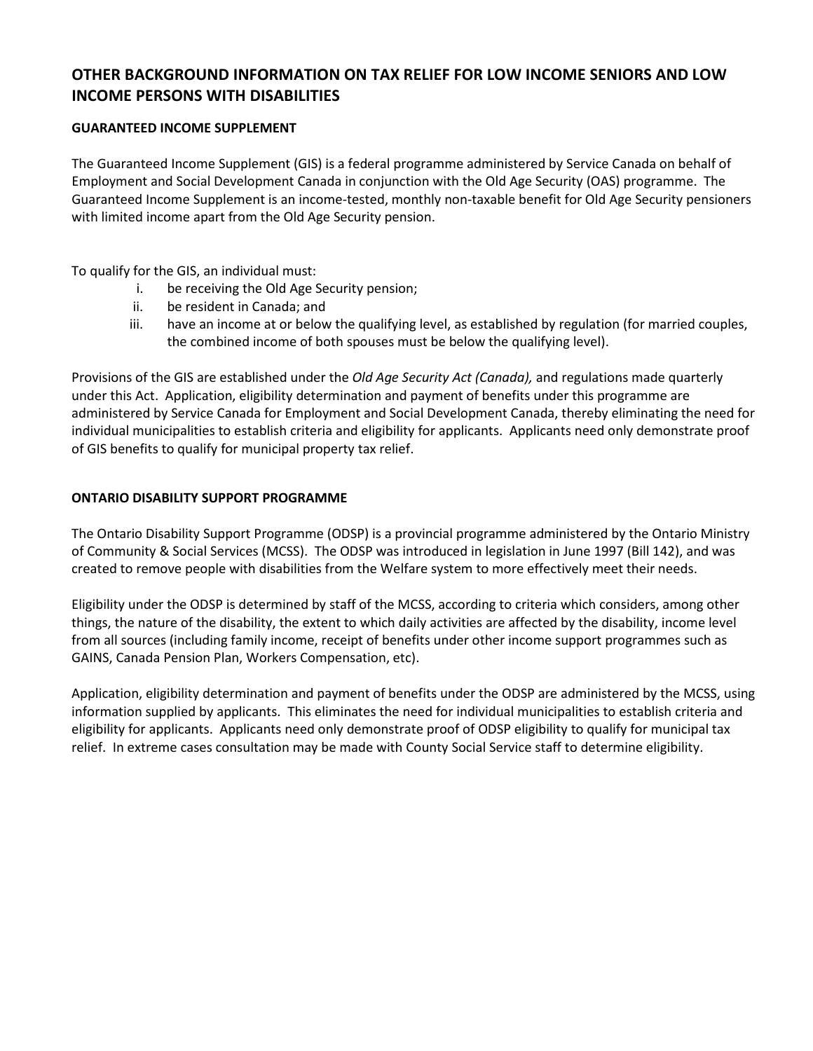## OTHER BACKGROUND INFORMATION ON TAX RELIEF FOR LOW INCOME SENIORS AND LOW INCOME PERSONS WITH DISABILITIES

### GUARANTEED INCOME SUPPLEMENT

The Guaranteed Income Supplement (GIS) is a federal programme administered by Service Canada on behalf of Employment and Social Development Canada in conjunction with the Old Age Security (OAS) programme. The Guaranteed Income Supplement is an income-tested, monthly non-taxable benefit for Old Age Security pensioners with limited income apart from the Old Age Security pension.

To qualify for the GIS, an individual must:

i. be receiving the Old Age Security pension;
ii. be resident in Canada; and
iii. have an income at or below the qualifying level, as established by regulation (for married couples, the combined income of both spouses must be below the qualifying level).

Provisions of the GIS are established under the *Old Age Security Act (Canada),* and regulations made quarterly under this Act. Application, eligibility determination and payment of benefits under this programme are administered by Service Canada for Employment and Social Development Canada, thereby eliminating the need for individual municipalities to establish criteria and eligibility for applicants. Applicants need only demonstrate proof of GIS benefits to qualify for municipal property tax relief.

### ONTARIO DISABILITY SUPPORT PROGRAMME

The Ontario Disability Support Programme (ODSP) is a provincial programme administered by the Ontario Ministry of Community & Social Services (MCSS). The ODSP was introduced in legislation in June 1997 (Bill 142), and was created to remove people with disabilities from the Welfare system to more effectively meet their needs.

Eligibility under the ODSP is determined by staff of the MCSS, according to criteria which considers, among other things, the nature of the disability, the extent to which daily activities are affected by the disability, income level from all sources (including family income, receipt of benefits under other income support programmes such as GAINS, Canada Pension Plan, Workers Compensation, etc).

Application, eligibility determination and payment of benefits under the ODSP are administered by the MCSS, using information supplied by applicants. This eliminates the need for individual municipalities to establish criteria and eligibility for applicants. Applicants need only demonstrate proof of ODSP eligibility to qualify for municipal tax relief. In extreme cases consultation may be made with County Social Service staff to determine eligibility.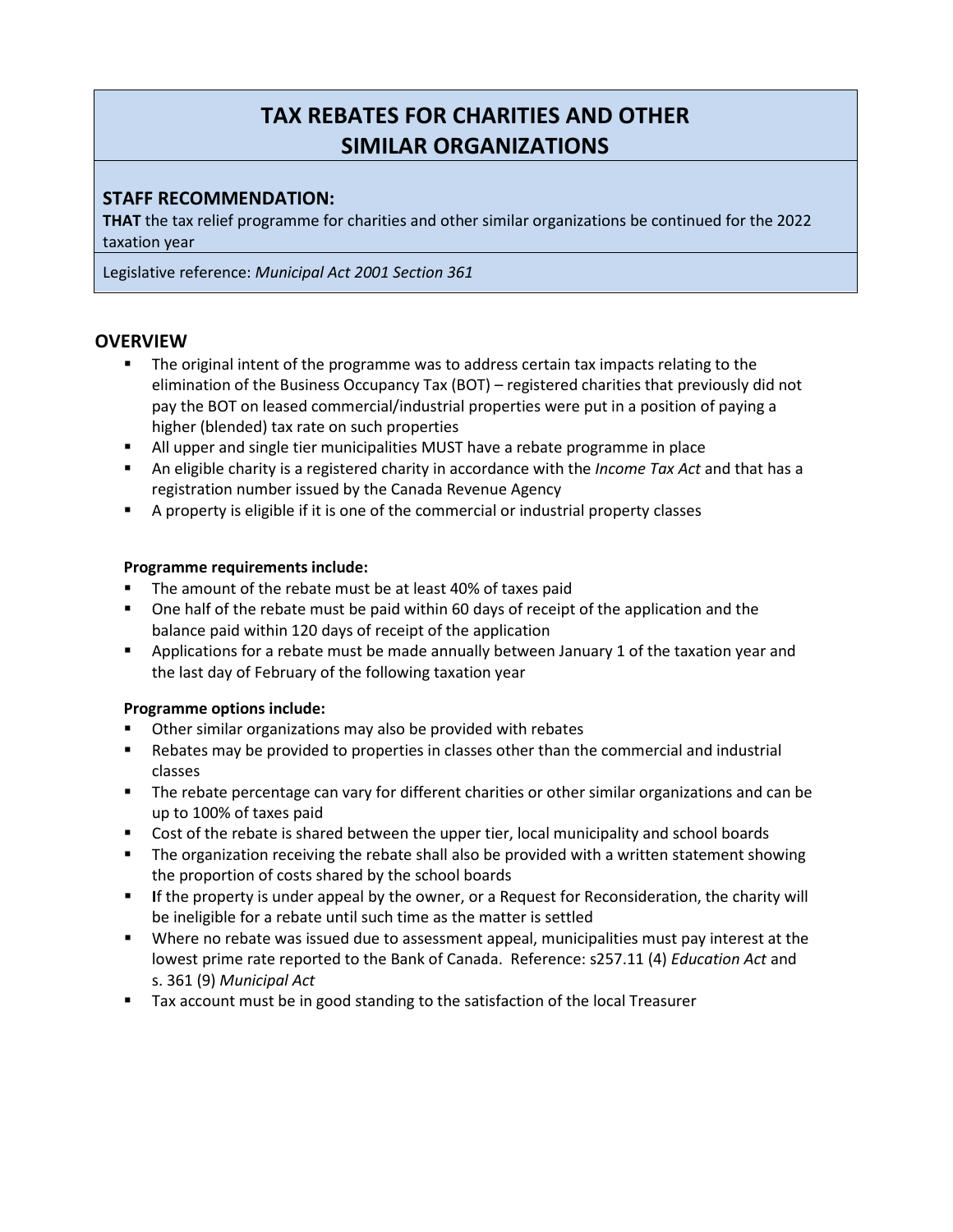# TAX REBATES FOR CHARITIES AND OTHER SIMILAR ORGANIZATIONS

## STAFF RECOMMENDATION:

**THAT** the tax relief programme for charities and other similar organizations be continued for the 2022 taxation year

Legislative reference: *Municipal Act 2001 Section 361*

## OVERVIEW

- The original intent of the programme was to address certain tax impacts relating to the elimination of the Business Occupancy Tax (BOT) – registered charities that previously did not pay the BOT on leased commercial/industrial properties were put in a position of paying a higher (blended) tax rate on such properties
- All upper and single tier municipalities MUST have a rebate programme in place
- An eligible charity is a registered charity in accordance with the *Income Tax Act* and that has a registration number issued by the Canada Revenue Agency
- A property is eligible if it is one of the commercial or industrial property classes

**Programme requirements include:**

- The amount of the rebate must be at least 40% of taxes paid
- One half of the rebate must be paid within 60 days of receipt of the application and the balance paid within 120 days of receipt of the application
- Applications for a rebate must be made annually between January 1 of the taxation year and the last day of February of the following taxation year

**Programme options include:**

- Other similar organizations may also be provided with rebates
- Rebates may be provided to properties in classes other than the commercial and industrial classes
- The rebate percentage can vary for different charities or other similar organizations and can be up to 100% of taxes paid
- Cost of the rebate is shared between the upper tier, local municipality and school boards
- The organization receiving the rebate shall also be provided with a written statement showing the proportion of costs shared by the school boards
- **I**f the property is under appeal by the owner, or a Request for Reconsideration, the charity will be ineligible for a rebate until such time as the matter is settled
- Where no rebate was issued due to assessment appeal, municipalities must pay interest at the lowest prime rate reported to the Bank of Canada. Reference: s257.11 (4) *Education Act* and s. 361 (9) *Municipal Act*
- Tax account must be in good standing to the satisfaction of the local Treasurer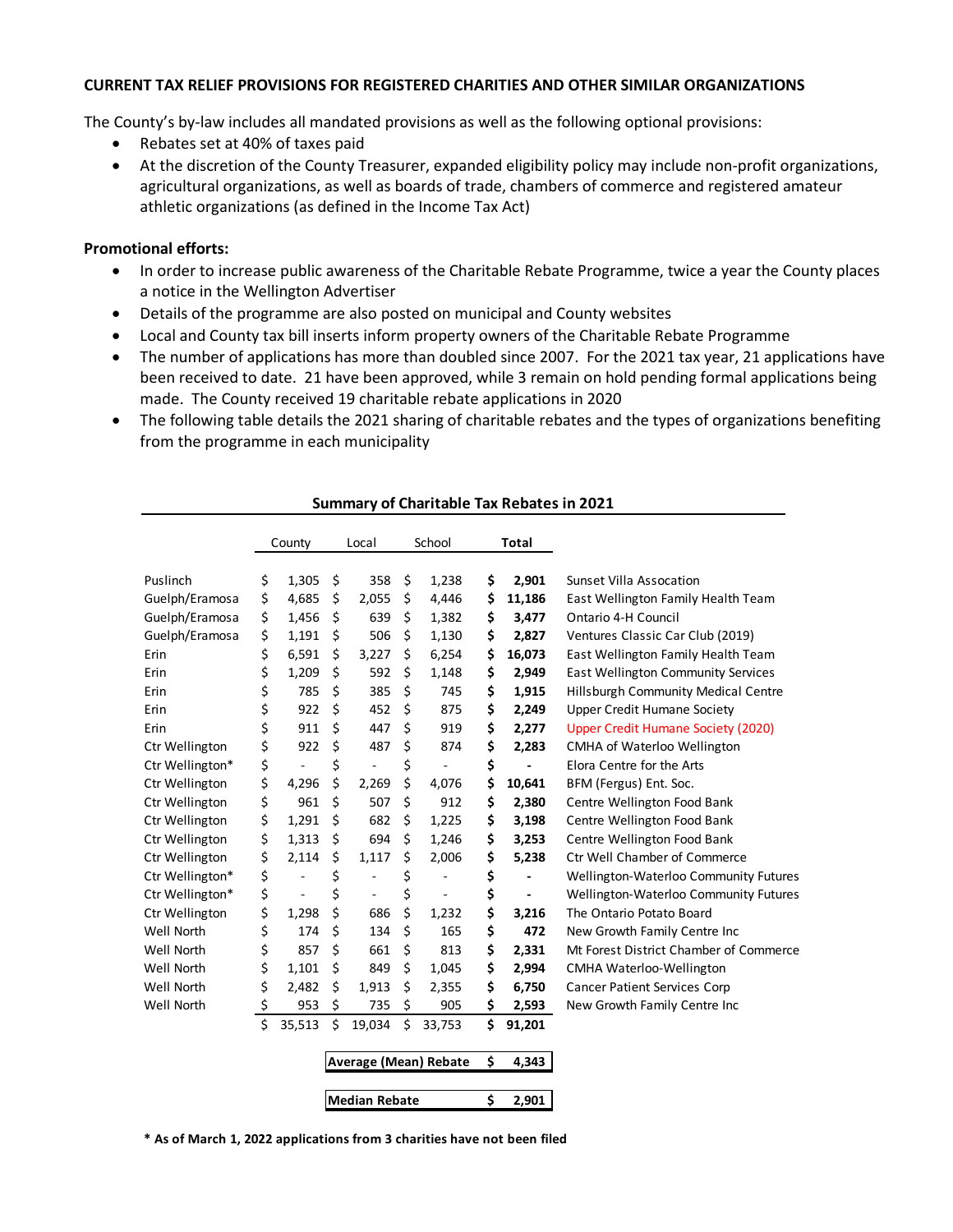**CURRENT TAX RELIEF PROVISIONS FOR REGISTERED CHARITIES AND OTHER SIMILAR ORGANIZATIONS**

The County's by-law includes all mandated provisions as well as the following optional provisions:

- Rebates set at 40% of taxes paid
- At the discretion of the County Treasurer, expanded eligibility policy may include non-profit organizations, agricultural organizations, as well as boards of trade, chambers of commerce and registered amateur athletic organizations (as defined in the Income Tax Act)

**Promotional efforts:**

- In order to increase public awareness of the Charitable Rebate Programme, twice a year the County places a notice in the Wellington Advertiser
- Details of the programme are also posted on municipal and County websites
- Local and County tax bill inserts inform property owners of the Charitable Rebate Programme
- The number of applications has more than doubled since 2007. For the 2021 tax year, 21 applications have been received to date. 21 have been approved, while 3 remain on hold pending formal applications being made. The County received 19 charitable rebate applications in 2020
- The following table details the 2021 sharing of charitable rebates and the types of organizations benefiting from the programme in each municipality

**Summary of Charitable Tax Rebates in 2021**

| | County | Local | School | **Total** | |
|---|---|---|---|---|---|
| Puslinch | $ 1,305 | $ 358 | $ 1,238 | **$ 2,901** | Sunset Villa Assocation |
| Guelph/Eramosa | $ 4,685 | $ 2,055 | $ 4,446 | **$ 11,186** | East Wellington Family Health Team |
| Guelph/Eramosa | $ 1,456 | $ 639 | $ 1,382 | **$ 3,477** | Ontario 4-H Council |
| Guelph/Eramosa | $ 1,191 | $ 506 | $ 1,130 | **$ 2,827** | Ventures Classic Car Club (2019) |
| Erin | $ 6,591 | $ 3,227 | $ 6,254 | **$ 16,073** | East Wellington Family Health Team |
| Erin | $ 1,209 | $ 592 | $ 1,148 | **$ 2,949** | East Wellington Community Services |
| Erin | $ 785 | $ 385 | $ 745 | **$ 1,915** | Hillsburgh Community Medical Centre |
| Erin | $ 922 | $ 452 | $ 875 | **$ 2,249** | Upper Credit Humane Society |
| Erin | $ 911 | $ 447 | $ 919 | **$ 2,277** | Upper Credit Humane Society (2020) |
| Ctr Wellington | $ 922 | $ 487 | $ 874 | **$ 2,283** | CMHA of Waterloo Wellington |
| Ctr Wellington* | $ - | $ - | $ - | **$ -** | Elora Centre for the Arts |
| Ctr Wellington | $ 4,296 | $ 2,269 | $ 4,076 | **$ 10,641** | BFM (Fergus) Ent. Soc. |
| Ctr Wellington | $ 961 | $ 507 | $ 912 | **$ 2,380** | Centre Wellington Food Bank |
| Ctr Wellington | $ 1,291 | $ 682 | $ 1,225 | **$ 3,198** | Centre Wellington Food Bank |
| Ctr Wellington | $ 1,313 | $ 694 | $ 1,246 | **$ 3,253** | Centre Wellington Food Bank |
| Ctr Wellington | $ 2,114 | $ 1,117 | $ 2,006 | **$ 5,238** | Ctr Well Chamber of Commerce |
| Ctr Wellington* | $ - | $ - | $ - | **$ -** | Wellington-Waterloo Community Futures |
| Ctr Wellington* | $ - | $ - | $ - | **$ -** | Wellington-Waterloo Community Futures |
| Ctr Wellington | $ 1,298 | $ 686 | $ 1,232 | **$ 3,216** | The Ontario Potato Board |
| Well North | $ 174 | $ 134 | $ 165 | **$ 472** | New Growth Family Centre Inc |
| Well North | $ 857 | $ 661 | $ 813 | **$ 2,331** | Mt Forest District Chamber of Commerce |
| Well North | $ 1,101 | $ 849 | $ 1,045 | **$ 2,994** | CMHA Waterloo-Wellington |
| Well North | $ 2,482 | $ 1,913 | $ 2,355 | **$ 6,750** | Cancer Patient Services Corp |
| Well North | $ 953 | $ 735 | $ 905 | **$ 2,593** | New Growth Family Centre Inc |
| | $ 35,513 | $ 19,034 | $ 33,753 | **$ 91,201** | |

| | |
|---|---|
| **Average (Mean) Rebate** | **$ 4,343** |
| **Median Rebate** | **$ 2,901** |

**\* As of March 1, 2022 applications from 3 charities have not been filed**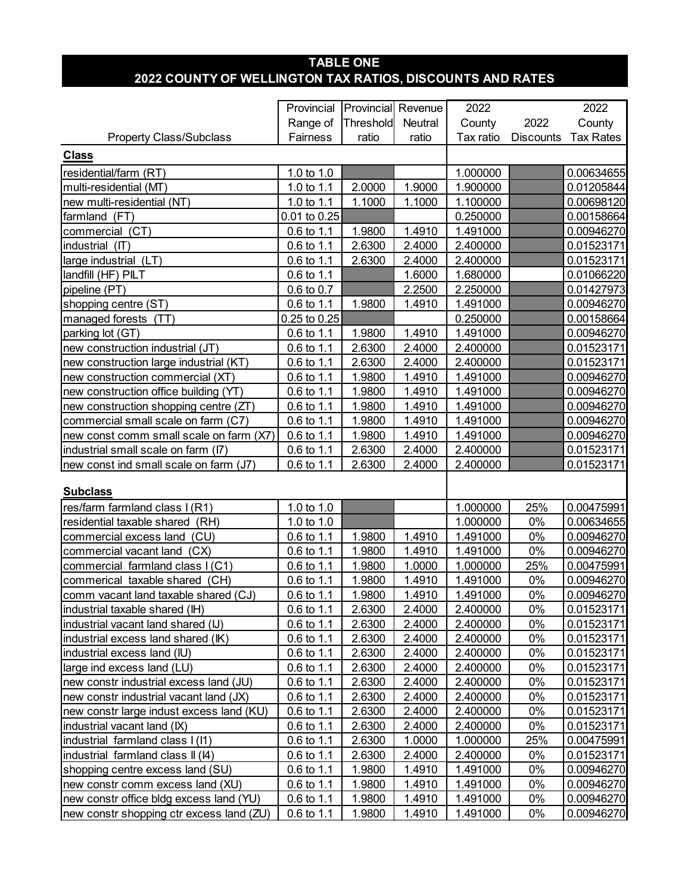## TABLE ONE
## 2022 COUNTY OF WELLINGTON TAX RATIOS, DISCOUNTS AND RATES

| Property Class/Subclass | Provincial Range of Fairness | Provincial Threshold ratio | Revenue Neutral ratio | 2022 County Tax ratio | 2022 Discounts | 2022 County Tax Rates |
|---|---|---|---|---|---|---|
| **Class** | | | | | | |
| residential/farm (RT) | 1.0 to 1.0 | | | 1.000000 | | 0.00634655 |
| multi-residential (MT) | 1.0 to 1.1 | 2.0000 | 1.9000 | 1.900000 | | 0.01205844 |
| new multi-residential (NT) | 1.0 to 1.1 | 1.1000 | 1.1000 | 1.100000 | | 0.00698120 |
| farmland (FT) | 0.01 to 0.25 | | | 0.250000 | | 0.00158664 |
| commercial (CT) | 0.6 to 1.1 | 1.9800 | 1.4910 | 1.491000 | | 0.00946270 |
| industrial (IT) | 0.6 to 1.1 | 2.6300 | 2.4000 | 2.400000 | | 0.01523171 |
| large industrial (LT) | 0.6 to 1.1 | 2.6300 | 2.4000 | 2.400000 | | 0.01523171 |
| landfill (HF) PILT | 0.6 to 1.1 | | 1.6000 | 1.680000 | | 0.01066220 |
| pipeline (PT) | 0.6 to 0.7 | | 2.2500 | 2.250000 | | 0.01427973 |
| shopping centre (ST) | 0.6 to 1.1 | 1.9800 | 1.4910 | 1.491000 | | 0.00946270 |
| managed forests (TT) | 0.25 to 0.25 | | | 0.250000 | | 0.00158664 |
| parking lot (GT) | 0.6 to 1.1 | 1.9800 | 1.4910 | 1.491000 | | 0.00946270 |
| new construction industrial (JT) | 0.6 to 1.1 | 2.6300 | 2.4000 | 2.400000 | | 0.01523171 |
| new construction large industrial (KT) | 0.6 to 1.1 | 2.6300 | 2.4000 | 2.400000 | | 0.01523171 |
| new construction commercial (XT) | 0.6 to 1.1 | 1.9800 | 1.4910 | 1.491000 | | 0.00946270 |
| new construction office building (YT) | 0.6 to 1.1 | 1.9800 | 1.4910 | 1.491000 | | 0.00946270 |
| new construction shopping centre (ZT) | 0.6 to 1.1 | 1.9800 | 1.4910 | 1.491000 | | 0.00946270 |
| commercial small scale on farm (C7) | 0.6 to 1.1 | 1.9800 | 1.4910 | 1.491000 | | 0.00946270 |
| new const comm small scale on farm (X7) | 0.6 to 1.1 | 1.9800 | 1.4910 | 1.491000 | | 0.00946270 |
| industrial small scale on farm (I7) | 0.6 to 1.1 | 2.6300 | 2.4000 | 2.400000 | | 0.01523171 |
| new const ind small scale on farm (J7) | 0.6 to 1.1 | 2.6300 | 2.4000 | 2.400000 | | 0.01523171 |
| **Subclass** | | | | | | |
| res/farm farmland class I (R1) | 1.0 to 1.0 | | | 1.000000 | 25% | 0.00475991 |
| residential taxable shared (RH) | 1.0 to 1.0 | | | 1.000000 | 0% | 0.00634655 |
| commercial excess land (CU) | 0.6 to 1.1 | 1.9800 | 1.4910 | 1.491000 | 0% | 0.00946270 |
| commercial vacant land (CX) | 0.6 to 1.1 | 1.9800 | 1.4910 | 1.491000 | 0% | 0.00946270 |
| commercial farmland class I (C1) | 0.6 to 1.1 | 1.9800 | 1.0000 | 1.000000 | 25% | 0.00475991 |
| commerical taxable shared (CH) | 0.6 to 1.1 | 1.9800 | 1.4910 | 1.491000 | 0% | 0.00946270 |
| comm vacant land taxable shared (CJ) | 0.6 to 1.1 | 1.9800 | 1.4910 | 1.491000 | 0% | 0.00946270 |
| industrial taxable shared (IH) | 0.6 to 1.1 | 2.6300 | 2.4000 | 2.400000 | 0% | 0.01523171 |
| industrial vacant land shared (IJ) | 0.6 to 1.1 | 2.6300 | 2.4000 | 2.400000 | 0% | 0.01523171 |
| industrial excess land shared (IK) | 0.6 to 1.1 | 2.6300 | 2.4000 | 2.400000 | 0% | 0.01523171 |
| industrial excess land (IU) | 0.6 to 1.1 | 2.6300 | 2.4000 | 2.400000 | 0% | 0.01523171 |
| large ind excess land (LU) | 0.6 to 1.1 | 2.6300 | 2.4000 | 2.400000 | 0% | 0.01523171 |
| new constr industrial excess land (JU) | 0.6 to 1.1 | 2.6300 | 2.4000 | 2.400000 | 0% | 0.01523171 |
| new constr industrial vacant land (JX) | 0.6 to 1.1 | 2.6300 | 2.4000 | 2.400000 | 0% | 0.01523171 |
| new constr large indust excess land (KU) | 0.6 to 1.1 | 2.6300 | 2.4000 | 2.400000 | 0% | 0.01523171 |
| industrial vacant land (IX) | 0.6 to 1.1 | 2.6300 | 2.4000 | 2.400000 | 0% | 0.01523171 |
| industrial farmland class I (I1) | 0.6 to 1.1 | 2.6300 | 1.0000 | 1.000000 | 25% | 0.00475991 |
| industrial farmland class II (I4) | 0.6 to 1.1 | 2.6300 | 2.4000 | 2.400000 | 0% | 0.01523171 |
| shopping centre excess land (SU) | 0.6 to 1.1 | 1.9800 | 1.4910 | 1.491000 | 0% | 0.00946270 |
| new constr comm excess land (XU) | 0.6 to 1.1 | 1.9800 | 1.4910 | 1.491000 | 0% | 0.00946270 |
| new constr office bldg excess land (YU) | 0.6 to 1.1 | 1.9800 | 1.4910 | 1.491000 | 0% | 0.00946270 |
| new constr shopping ctr excess land (ZU) | 0.6 to 1.1 | 1.9800 | 1.4910 | 1.491000 | 0% | 0.00946270 |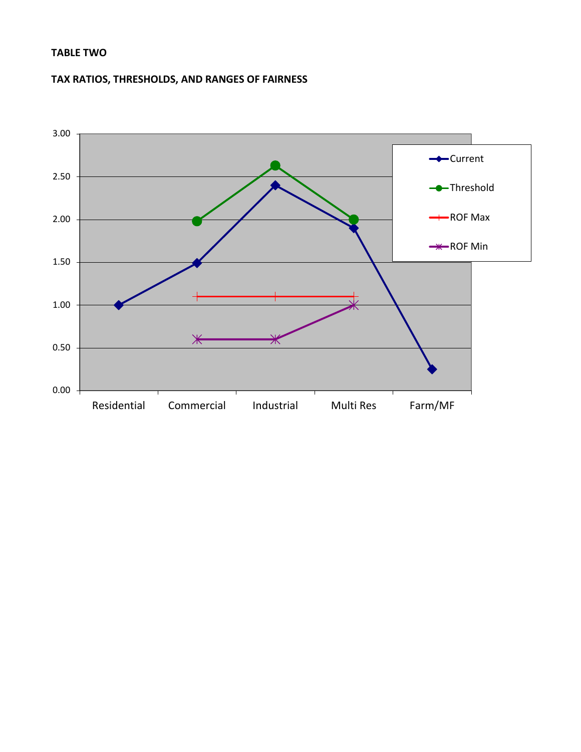**TABLE TWO**

**TAX RATIOS, THRESHOLDS, AND RANGES OF FAIRNESS**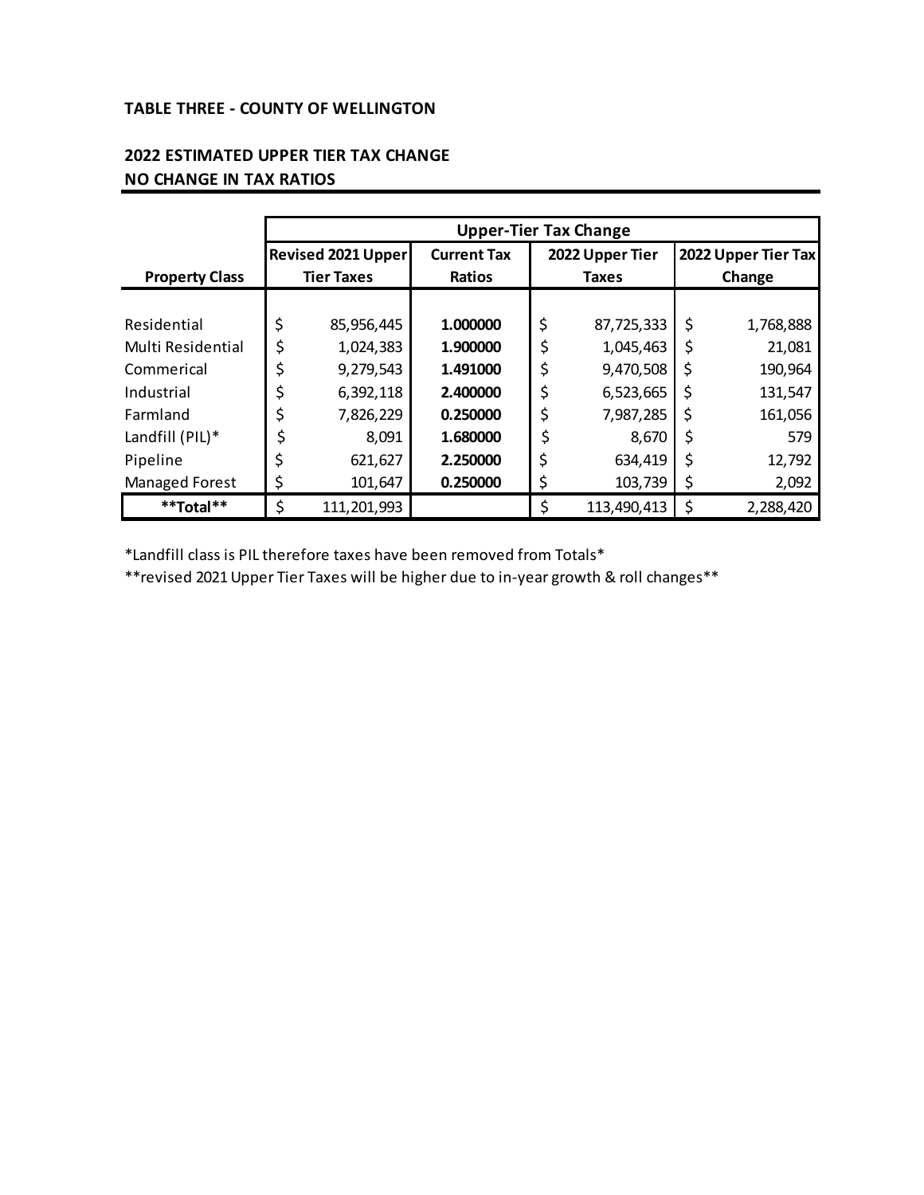**TABLE THREE - COUNTY OF WELLINGTON**

**2022 ESTIMATED UPPER TIER TAX CHANGE**
**NO CHANGE IN TAX RATIOS**

| | Upper-Tier Tax Change | | | |
|---|---|---|---|---|
| **Property Class** | **Revised 2021 Upper Tier Taxes** | **Current Tax Ratios** | **2022 Upper Tier Taxes** | **2022 Upper Tier Tax Change** |
| Residential | $ 85,956,445 | **1.000000** | $ 87,725,333 | $ 1,768,888 |
| Multi Residential | $ 1,024,383 | **1.900000** | $ 1,045,463 | $ 21,081 |
| Commerical | $ 9,279,543 | **1.491000** | $ 9,470,508 | $ 190,964 |
| Industrial | $ 6,392,118 | **2.400000** | $ 6,523,665 | $ 131,547 |
| Farmland | $ 7,826,229 | **0.250000** | $ 7,987,285 | $ 161,056 |
| Landfill (PIL)* | $ 8,091 | **1.680000** | $ 8,670 | $ 579 |
| Pipeline | $ 621,627 | **2.250000** | $ 634,419 | $ 12,792 |
| Managed Forest | $ 101,647 | **0.250000** | $ 103,739 | $ 2,092 |
| ****Total**** | $ 111,201,993 | | $ 113,490,413 | $ 2,288,420 |

*Landfill class is PIL therefore taxes have been removed from Totals*

**revised 2021 Upper Tier Taxes will be higher due to in-year growth & roll changes**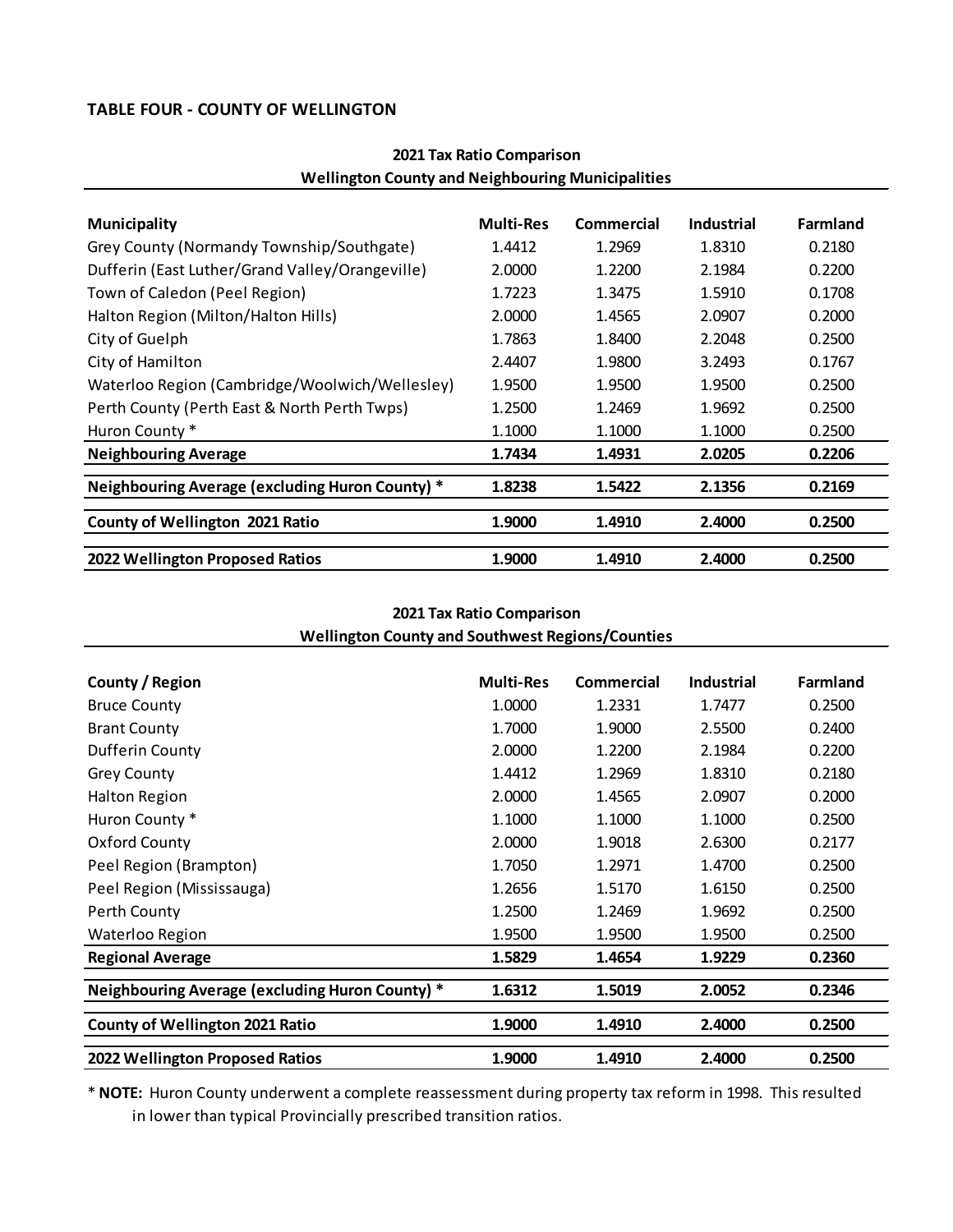**TABLE FOUR - COUNTY OF WELLINGTON**

**2021 Tax Ratio Comparison**
**Wellington County and Neighbouring Municipalities**

| Municipality | Multi-Res | Commercial | Industrial | Farmland |
|---|---|---|---|---|
| Grey County (Normandy Township/Southgate) | 1.4412 | 1.2969 | 1.8310 | 0.2180 |
| Dufferin (East Luther/Grand Valley/Orangeville) | 2.0000 | 1.2200 | 2.1984 | 0.2200 |
| Town of Caledon (Peel Region) | 1.7223 | 1.3475 | 1.5910 | 0.1708 |
| Halton Region (Milton/Halton Hills) | 2.0000 | 1.4565 | 2.0907 | 0.2000 |
| City of Guelph | 1.7863 | 1.8400 | 2.2048 | 0.2500 |
| City of Hamilton | 2.4407 | 1.9800 | 3.2493 | 0.1767 |
| Waterloo Region (Cambridge/Woolwich/Wellesley) | 1.9500 | 1.9500 | 1.9500 | 0.2500 |
| Perth County (Perth East & North Perth Twps) | 1.2500 | 1.2469 | 1.9692 | 0.2500 |
| Huron County * | 1.1000 | 1.1000 | 1.1000 | 0.2500 |
| **Neighbouring Average** | **1.7434** | **1.4931** | **2.0205** | **0.2206** |
| **Neighbouring Average (excluding Huron County) *** | **1.8238** | **1.5422** | **2.1356** | **0.2169** |
| **County of Wellington 2021 Ratio** | **1.9000** | **1.4910** | **2.4000** | **0.2500** |
| **2022 Wellington Proposed Ratios** | **1.9000** | **1.4910** | **2.4000** | **0.2500** |

**2021 Tax Ratio Comparison**
**Wellington County and Southwest Regions/Counties**

| County / Region | Multi-Res | Commercial | Industrial | Farmland |
|---|---|---|---|---|
| Bruce County | 1.0000 | 1.2331 | 1.7477 | 0.2500 |
| Brant County | 1.7000 | 1.9000 | 2.5500 | 0.2400 |
| Dufferin County | 2.0000 | 1.2200 | 2.1984 | 0.2200 |
| Grey County | 1.4412 | 1.2969 | 1.8310 | 0.2180 |
| Halton Region | 2.0000 | 1.4565 | 2.0907 | 0.2000 |
| Huron County * | 1.1000 | 1.1000 | 1.1000 | 0.2500 |
| Oxford County | 2.0000 | 1.9018 | 2.6300 | 0.2177 |
| Peel Region (Brampton) | 1.7050 | 1.2971 | 1.4700 | 0.2500 |
| Peel Region (Mississauga) | 1.2656 | 1.5170 | 1.6150 | 0.2500 |
| Perth County | 1.2500 | 1.2469 | 1.9692 | 0.2500 |
| Waterloo Region | 1.9500 | 1.9500 | 1.9500 | 0.2500 |
| **Regional Average** | **1.5829** | **1.4654** | **1.9229** | **0.2360** |
| **Neighbouring Average (excluding Huron County) *** | **1.6312** | **1.5019** | **2.0052** | **0.2346** |
| **County of Wellington 2021 Ratio** | **1.9000** | **1.4910** | **2.4000** | **0.2500** |
| **2022 Wellington Proposed Ratios** | **1.9000** | **1.4910** | **2.4000** | **0.2500** |

* **NOTE:** Huron County underwent a complete reassessment during property tax reform in 1998. This resulted in lower than typical Provincially prescribed transition ratios.